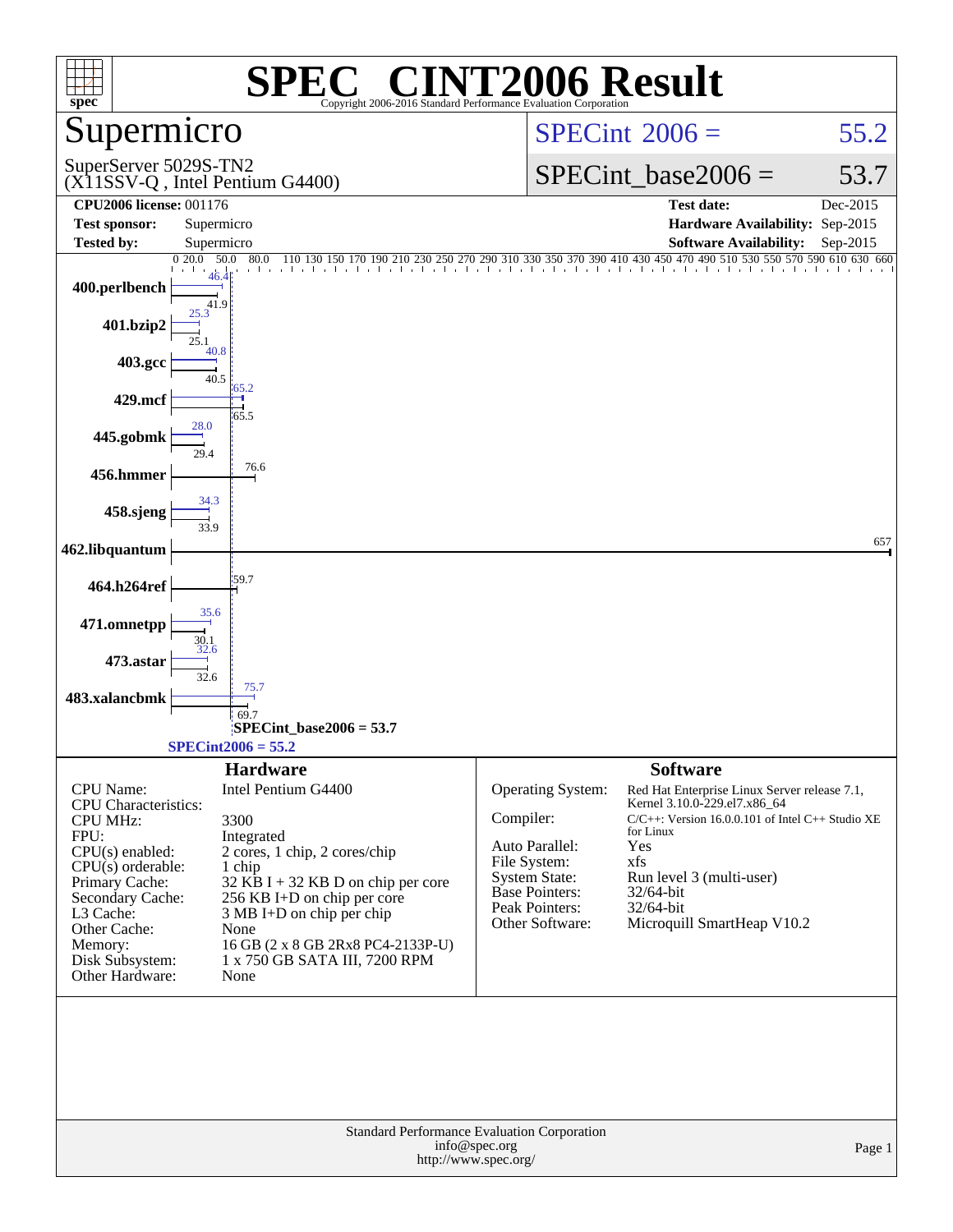# SPEC® CINT2006 Result

Copyright 2006-2016 Standard Performance Evaluation Corporation

## Supermicro

SuperServer 5029S-TN2
(X11SSV-Q , Intel Pentium G4400)

SPECint 2006 = 55.2

SPECint_base2006 = 53.7

| | | | |
|---|---|---|---|
| **CPU2006 license:** 001176 | | **Test date:** | Dec-2015 |
| **Test sponsor:** | Supermicro | **Hardware Availability:** | Sep-2015 |
| **Tested by:** | Supermicro | **Software Availability:** | Sep-2015 |

| Benchmark | Peak | Base |
|---|---|---|
| 400.perlbench | 46.4 | 41.9 |
| 401.bzip2 | 25.3 | 25.1 |
| 403.gcc | 40.8 | 40.5 |
| 429.mcf | 65.2 | 65.5 |
| 445.gobmk | 28.0 | 29.4 |
| 456.hmmer | | 76.6 |
| 458.sjeng | 34.3 | 33.9 |
| 462.libquantum | | 657 |
| 464.h264ref | | 59.7 |
| 471.omnetpp | 35.6 | 30.1 |
| 473.astar | 32.6 | 32.6 |
| 483.xalancbmk | 75.7 | 69.7 |

SPECint_base2006 = 53.7

SPECint2006 = 55.2

## Hardware

| | |
|---|---|
| CPU Name: | Intel Pentium G4400 |
| CPU Characteristics: | |
| CPU MHz: | 3300 |
| FPU: | Integrated |
| CPU(s) enabled: | 2 cores, 1 chip, 2 cores/chip |
| CPU(s) orderable: | 1 chip |
| Primary Cache: | 32 KB I + 32 KB D on chip per core |
| Secondary Cache: | 256 KB I+D on chip per core |
| L3 Cache: | 3 MB I+D on chip per chip |
| Other Cache: | None |
| Memory: | 16 GB (2 x 8 GB 2Rx8 PC4-2133P-U) |
| Disk Subsystem: | 1 x 750 GB SATA III, 7200 RPM |
| Other Hardware: | None |

## Software

| | |
|---|---|
| Operating System: | Red Hat Enterprise Linux Server release 7.1, Kernel 3.10.0-229.el7.x86_64 |
| Compiler: | C/C++: Version 16.0.0.101 of Intel C++ Studio XE for Linux |
| Auto Parallel: | Yes |
| File System: | xfs |
| System State: | Run level 3 (multi-user) |
| Base Pointers: | 32/64-bit |
| Peak Pointers: | 32/64-bit |
| Other Software: | Microquill SmartHeap V10.2 |

Standard Performance Evaluation Corporation
info@spec.org
http://www.spec.org/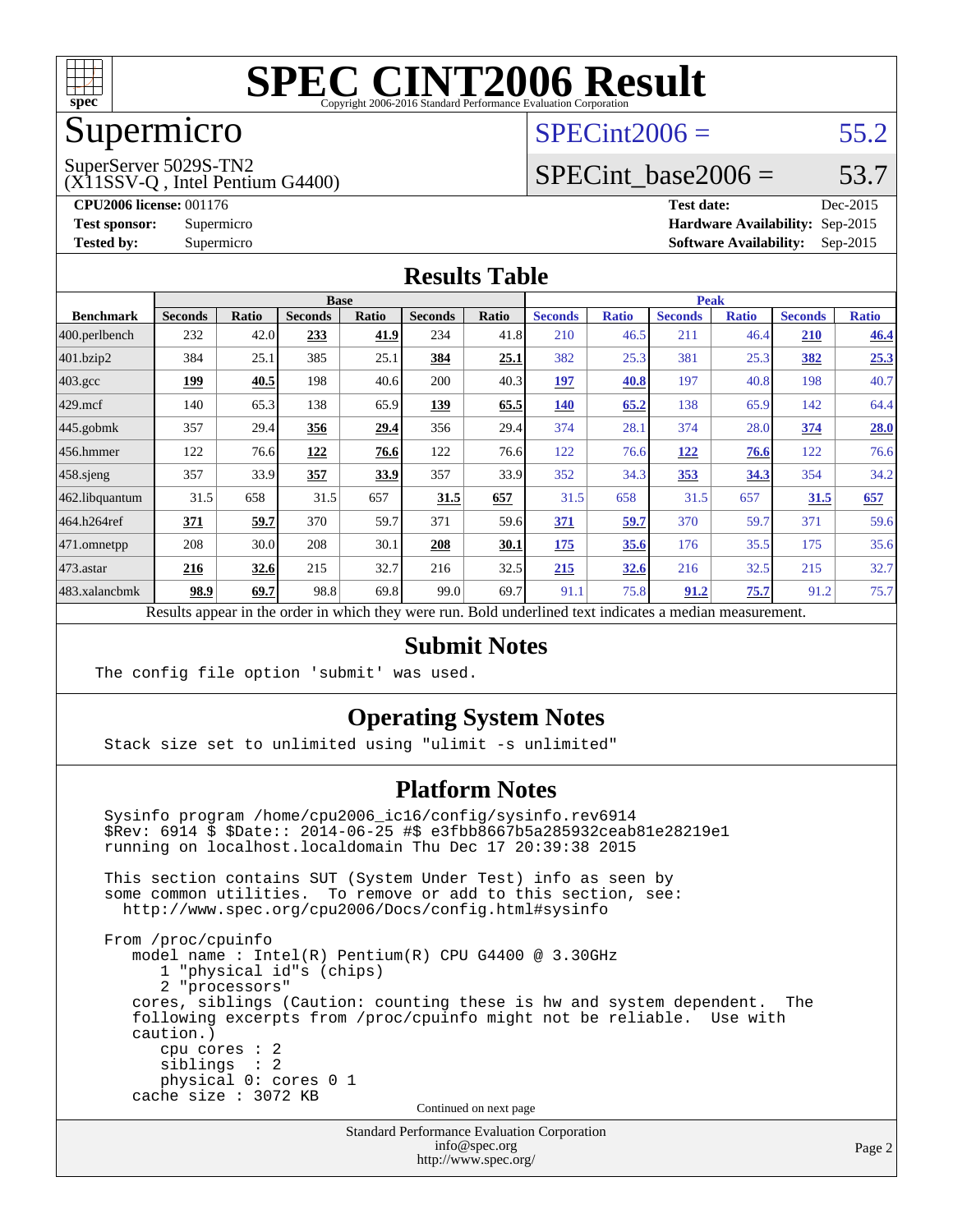# SPEC CINT2006 Result

Copyright 2006-2016 Standard Performance Evaluation Corporation

# Supermicro

SuperServer 5029S-TN2
(X11SSV-Q , Intel Pentium G4400)

SPECint2006 = 55.2

SPECint_base2006 = 53.7

**CPU2006 license:** 001176
**Test sponsor:** Supermicro
**Tested by:** Supermicro

**Test date:** Dec-2015
**Hardware Availability:** Sep-2015
**Software Availability:** Sep-2015

## Results Table

| Benchmark | Base | | | | | | Peak | | | | | |
|---|---|---|---|---|---|---|---|---|---|---|---|---|
| | Seconds | Ratio | Seconds | Ratio | Seconds | Ratio | Seconds | Ratio | Seconds | Ratio | Seconds | Ratio |
| 400.perlbench | 232 | 42.0 | **233** | **41.9** | 234 | 41.8 | 210 | 46.5 | 211 | 46.4 | **210** | **46.4** |
| 401.bzip2 | 384 | 25.1 | 385 | 25.1 | **384** | **25.1** | 382 | 25.3 | 381 | 25.3 | **382** | **25.3** |
| 403.gcc | **199** | **40.5** | 198 | 40.6 | 200 | 40.3 | **197** | **40.8** | 197 | 40.8 | 198 | 40.7 |
| 429.mcf | 140 | 65.3 | 138 | 65.9 | **139** | **65.5** | **140** | **65.2** | 138 | 65.9 | 142 | 64.4 |
| 445.gobmk | 357 | 29.4 | **356** | **29.4** | 356 | 29.4 | 374 | 28.1 | 374 | 28.0 | **374** | **28.0** |
| 456.hmmer | 122 | 76.6 | **122** | **76.6** | 122 | 76.6 | 122 | 76.6 | **122** | **76.6** | 122 | 76.6 |
| 458.sjeng | 357 | 33.9 | **357** | **33.9** | 357 | 33.9 | 352 | 34.3 | **353** | **34.3** | 354 | 34.2 |
| 462.libquantum | 31.5 | 658 | 31.5 | 657 | **31.5** | **657** | 31.5 | 658 | 31.5 | 657 | **31.5** | **657** |
| 464.h264ref | **371** | **59.7** | 370 | 59.7 | 371 | 59.6 | **371** | **59.7** | 370 | 59.7 | 371 | 59.6 |
| 471.omnetpp | 208 | 30.0 | 208 | 30.1 | **208** | **30.1** | **175** | **35.6** | 176 | 35.5 | 175 | 35.6 |
| 473.astar | **216** | **32.6** | 215 | 32.7 | 216 | 32.5 | **215** | **32.6** | 216 | 32.5 | 215 | 32.7 |
| 483.xalancbmk | **98.9** | **69.7** | 98.8 | 69.8 | 99.0 | 69.7 | 91.1 | 75.8 | **91.2** | **75.7** | 91.2 | 75.7 |

Results appear in the order in which they were run. Bold underlined text indicates a median measurement.

## Submit Notes

```
The config file option 'submit' was used.
```

## Operating System Notes

```
Stack size set to unlimited using "ulimit -s unlimited"
```

## Platform Notes

```
Sysinfo program /home/cpu2006_ic16/config/sysinfo.rev6914
$Rev: 6914 $ $Date:: 2014-06-25 #$ e3fbb8667b5a285932ceab81e28219e1
running on localhost.localdomain Thu Dec 17 20:39:38 2015

This section contains SUT (System Under Test) info as seen by
some common utilities.  To remove or add to this section, see:
  http://www.spec.org/cpu2006/Docs/config.html#sysinfo

From /proc/cpuinfo
   model name : Intel(R) Pentium(R) CPU G4400 @ 3.30GHz
      1 "physical id"s (chips)
      2 "processors"
   cores, siblings (Caution: counting these is hw and system dependent.  The
   following excerpts from /proc/cpuinfo might not be reliable.  Use with
   caution.)
      cpu cores : 2
      siblings  : 2
      physical 0: cores 0 1
   cache size : 3072 KB
```

Continued on next page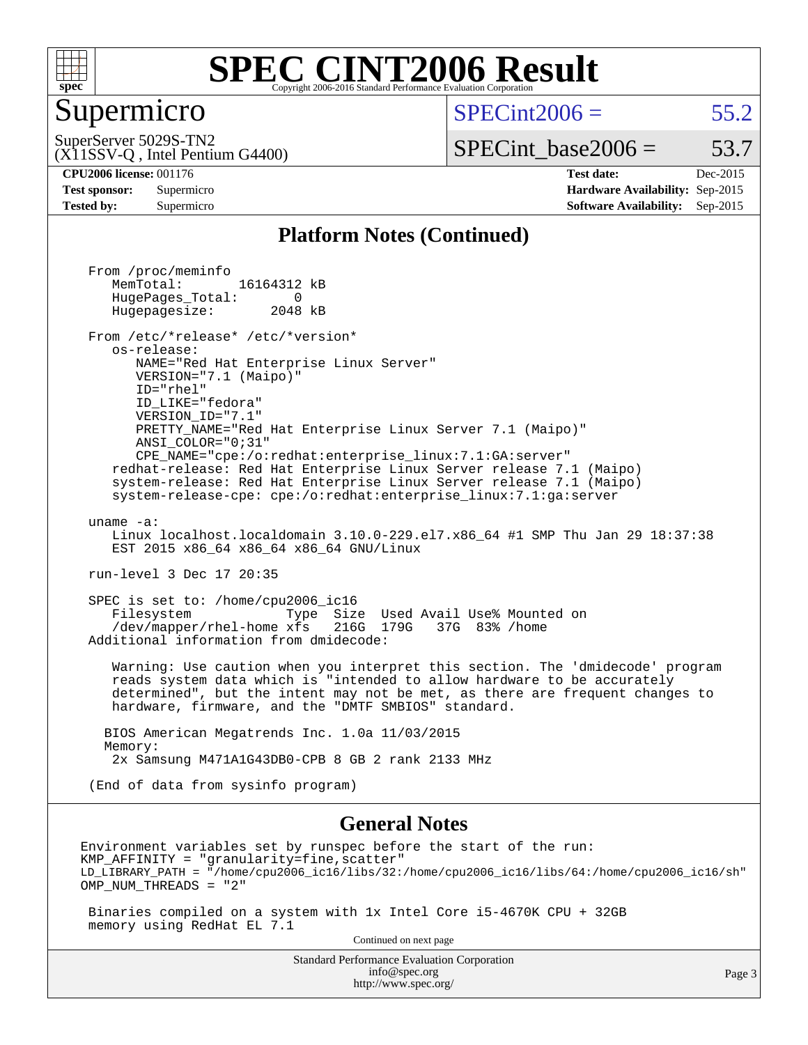# SPEC CINT2006 Result

## Supermicro

SuperServer 5029S-TN2
(X11SSV-Q , Intel Pentium G4400)

SPECint2006 = 55.2

SPECint_base2006 = 53.7

**CPU2006 license:** 001176
**Test sponsor:** Supermicro
**Tested by:** Supermicro

**Test date:** Dec-2015
**Hardware Availability:** Sep-2015
**Software Availability:** Sep-2015

### Platform Notes (Continued)

```
From /proc/meminfo
   MemTotal:       16164312 kB
   HugePages_Total:       0
   Hugepagesize:       2048 kB

From /etc/*release* /etc/*version*
   os-release:
      NAME="Red Hat Enterprise Linux Server"
      VERSION="7.1 (Maipo)"
      ID="rhel"
      ID_LIKE="fedora"
      VERSION_ID="7.1"
      PRETTY_NAME="Red Hat Enterprise Linux Server 7.1 (Maipo)"
      ANSI_COLOR="0;31"
      CPE_NAME="cpe:/o:redhat:enterprise_linux:7.1:GA:server"
   redhat-release: Red Hat Enterprise Linux Server release 7.1 (Maipo)
   system-release: Red Hat Enterprise Linux Server release 7.1 (Maipo)
   system-release-cpe: cpe:/o:redhat:enterprise_linux:7.1:ga:server

uname -a:
   Linux localhost.localdomain 3.10.0-229.el7.x86_64 #1 SMP Thu Jan 29 18:37:38
   EST 2015 x86_64 x86_64 x86_64 GNU/Linux

run-level 3 Dec 17 20:35

SPEC is set to: /home/cpu2006_ic16
   Filesystem            Type  Size  Used Avail Use% Mounted on
   /dev/mapper/rhel-home xfs   216G  179G   37G  83% /home
Additional information from dmidecode:

   Warning: Use caution when you interpret this section. The 'dmidecode' program
   reads system data which is "intended to allow hardware to be accurately
   determined", but the intent may not be met, as there are frequent changes to
   hardware, firmware, and the "DMTF SMBIOS" standard.

  BIOS American Megatrends Inc. 1.0a 11/03/2015
  Memory:
   2x Samsung M471A1G43DB0-CPB 8 GB 2 rank 2133 MHz

(End of data from sysinfo program)
```

### General Notes

```
Environment variables set by runspec before the start of the run:
KMP_AFFINITY = "granularity=fine,scatter"
LD_LIBRARY_PATH = "/home/cpu2006_ic16/libs/32:/home/cpu2006_ic16/libs/64:/home/cpu2006_ic16/sh"
OMP_NUM_THREADS = "2"

 Binaries compiled on a system with 1x Intel Core i5-4670K CPU + 32GB
 memory using RedHat EL 7.1
```

Continued on next page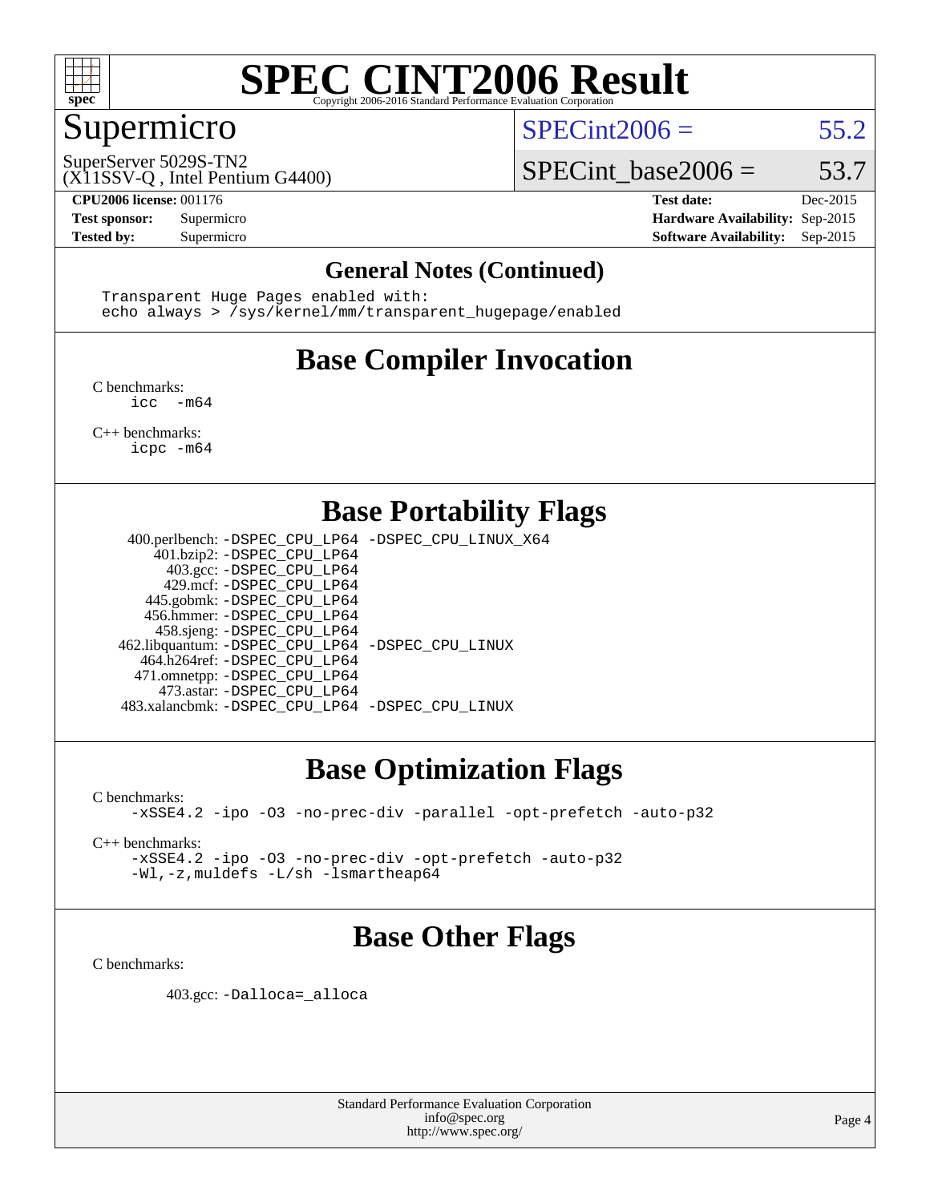# SPEC CINT2006 Result

Copyright 2006-2016 Standard Performance Evaluation Corporation

## Supermicro

SuperServer 5029S-TN2
(X11SSV-Q , Intel Pentium G4400)

SPECint2006 = 55.2

SPECint_base2006 = 53.7

**CPU2006 license:** 001176
**Test sponsor:** Supermicro
**Tested by:** Supermicro

**Test date:** Dec-2015
**Hardware Availability:** Sep-2015
**Software Availability:** Sep-2015

### General Notes (Continued)

```
Transparent Huge Pages enabled with:
echo always > /sys/kernel/mm/transparent_hugepage/enabled
```

## Base Compiler Invocation

C benchmarks:
```
icc -m64
```

C++ benchmarks:
```
icpc -m64
```

## Base Portability Flags

| Benchmark | Flags |
|---|---|
| 400.perlbench: | -DSPEC_CPU_LP64 -DSPEC_CPU_LINUX_X64 |
| 401.bzip2: | -DSPEC_CPU_LP64 |
| 403.gcc: | -DSPEC_CPU_LP64 |
| 429.mcf: | -DSPEC_CPU_LP64 |
| 445.gobmk: | -DSPEC_CPU_LP64 |
| 456.hmmer: | -DSPEC_CPU_LP64 |
| 458.sjeng: | -DSPEC_CPU_LP64 |
| 462.libquantum: | -DSPEC_CPU_LP64 -DSPEC_CPU_LINUX |
| 464.h264ref: | -DSPEC_CPU_LP64 |
| 471.omnetpp: | -DSPEC_CPU_LP64 |
| 473.astar: | -DSPEC_CPU_LP64 |
| 483.xalancbmk: | -DSPEC_CPU_LP64 -DSPEC_CPU_LINUX |

## Base Optimization Flags

C benchmarks:
```
-xSSE4.2 -ipo -O3 -no-prec-div -parallel -opt-prefetch -auto-p32
```

C++ benchmarks:
```
-xSSE4.2 -ipo -O3 -no-prec-div -opt-prefetch -auto-p32
-Wl,-z,muldefs -L/sh -lsmartheap64
```

## Base Other Flags

C benchmarks:

403.gcc: `-Dalloca=_alloca`

Standard Performance Evaluation Corporation
info@spec.org
http://www.spec.org/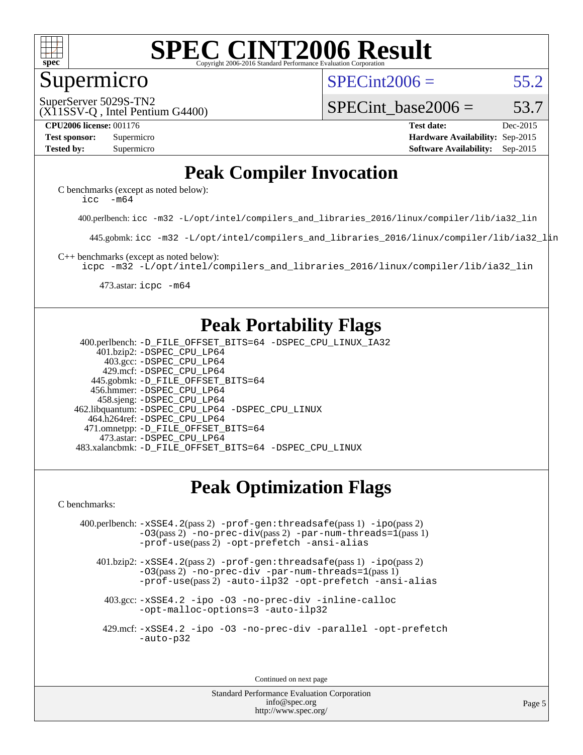# SPEC CINT2006 Result

Copyright 2006-2016 Standard Performance Evaluation Corporation

## Supermicro

SuperServer 5029S-TN2
(X11SSV-Q , Intel Pentium G4400)

SPECint2006 = 55.2

SPECint_base2006 = 53.7

**CPU2006 license:** 001176
**Test sponsor:** Supermicro
**Tested by:** Supermicro

**Test date:** Dec-2015
**Hardware Availability:** Sep-2015
**Software Availability:** Sep-2015

## Peak Compiler Invocation

C benchmarks (except as noted below):
```
icc -m64
```

400.perlbench: `icc -m32 -L/opt/intel/compilers_and_libraries_2016/linux/compiler/lib/ia32_lin`

445.gobmk: `icc -m32 -L/opt/intel/compilers_and_libraries_2016/linux/compiler/lib/ia32_lin`

C++ benchmarks (except as noted below):
```
icpc -m32 -L/opt/intel/compilers_and_libraries_2016/linux/compiler/lib/ia32_lin
```

473.astar: `icpc -m64`

## Peak Portability Flags

400.perlbench: `-D_FILE_OFFSET_BITS=64 -DSPEC_CPU_LINUX_IA32`
401.bzip2: `-DSPEC_CPU_LP64`
403.gcc: `-DSPEC_CPU_LP64`
429.mcf: `-DSPEC_CPU_LP64`
445.gobmk: `-D_FILE_OFFSET_BITS=64`
456.hmmer: `-DSPEC_CPU_LP64`
458.sjeng: `-DSPEC_CPU_LP64`
462.libquantum: `-DSPEC_CPU_LP64 -DSPEC_CPU_LINUX`
464.h264ref: `-DSPEC_CPU_LP64`
471.omnetpp: `-D_FILE_OFFSET_BITS=64`
473.astar: `-DSPEC_CPU_LP64`
483.xalancbmk: `-D_FILE_OFFSET_BITS=64 -DSPEC_CPU_LINUX`

## Peak Optimization Flags

C benchmarks:

400.perlbench: `-xSSE4.2`(pass 2) `-prof-gen:threadsafe`(pass 1) `-ipo`(pass 2) `-O3`(pass 2) `-no-prec-div`(pass 2) `-par-num-threads=1`(pass 1) `-prof-use`(pass 2) `-opt-prefetch -ansi-alias`

401.bzip2: `-xSSE4.2`(pass 2) `-prof-gen:threadsafe`(pass 1) `-ipo`(pass 2) `-O3`(pass 2) `-no-prec-div -par-num-threads=1`(pass 1) `-prof-use`(pass 2) `-auto-ilp32 -opt-prefetch -ansi-alias`

403.gcc: `-xSSE4.2 -ipo -O3 -no-prec-div -inline-calloc -opt-malloc-options=3 -auto-ilp32`

429.mcf: `-xSSE4.2 -ipo -O3 -no-prec-div -parallel -opt-prefetch -auto-p32`

Continued on next page

Standard Performance Evaluation Corporation
info@spec.org
http://www.spec.org/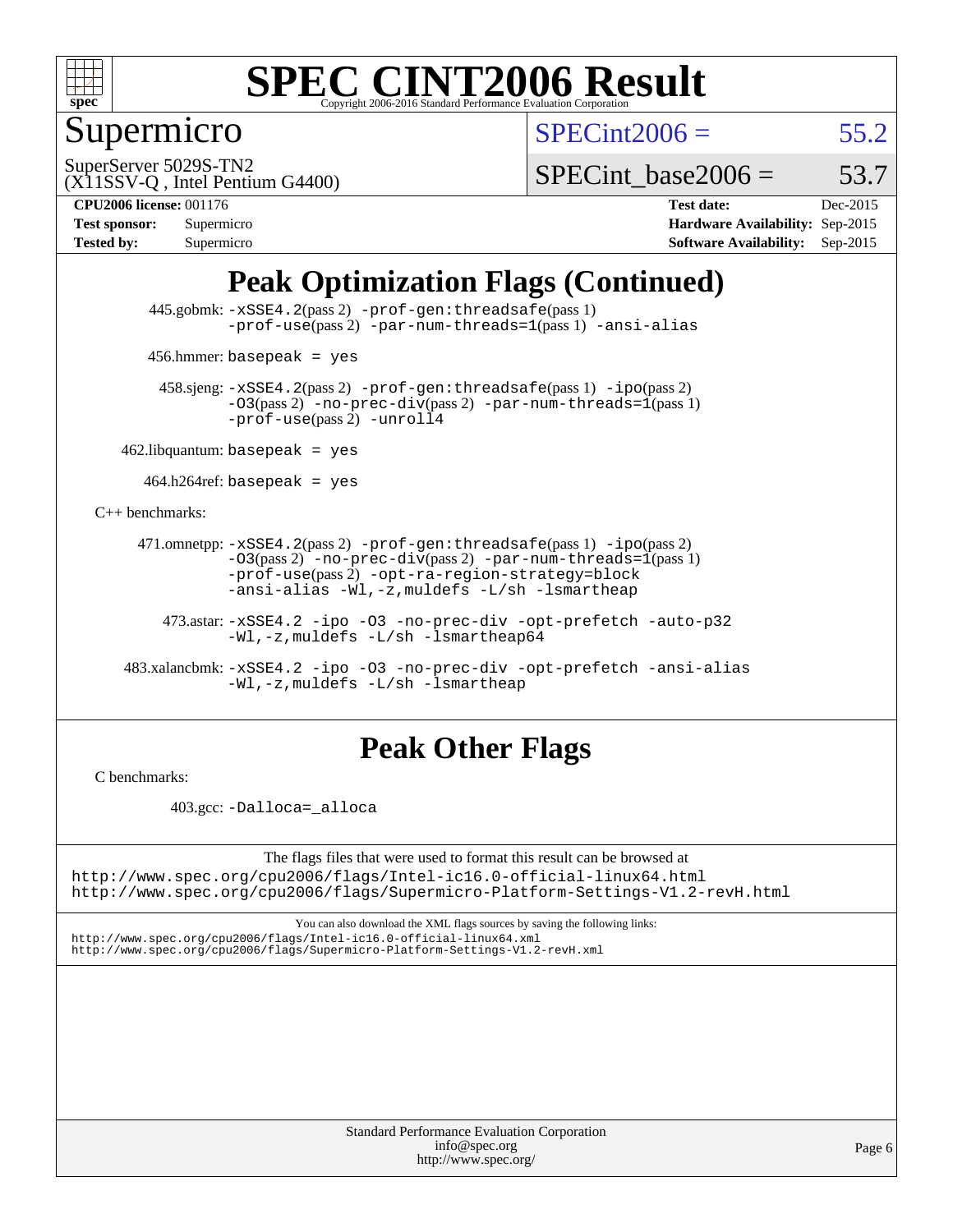# SPEC CINT2006 Result

Copyright 2006-2016 Standard Performance Evaluation Corporation

## Supermicro

SuperServer 5029S-TN2
(X11SSV-Q , Intel Pentium G4400)

SPECint2006 = 55.2

SPECint_base2006 = 53.7

**CPU2006 license:** 001176
**Test sponsor:** Supermicro
**Tested by:** Supermicro

**Test date:** Dec-2015
**Hardware Availability:** Sep-2015
**Software Availability:** Sep-2015

## Peak Optimization Flags (Continued)

445.gobmk: `-xSSE4.2`(pass 2) `-prof-gen:threadsafe`(pass 1) `-prof-use`(pass 2) `-par-num-threads=1`(pass 1) `-ansi-alias`

456.hmmer: `basepeak = yes`

458.sjeng: `-xSSE4.2`(pass 2) `-prof-gen:threadsafe`(pass 1) `-ipo`(pass 2) `-O3`(pass 2) `-no-prec-div`(pass 2) `-par-num-threads=1`(pass 1) `-prof-use`(pass 2) `-unroll4`

462.libquantum: `basepeak = yes`

464.h264ref: `basepeak = yes`

C++ benchmarks:

471.omnetpp: `-xSSE4.2`(pass 2) `-prof-gen:threadsafe`(pass 1) `-ipo`(pass 2) `-O3`(pass 2) `-no-prec-div`(pass 2) `-par-num-threads=1`(pass 1) `-prof-use`(pass 2) `-opt-ra-region-strategy=block` `-ansi-alias` `-Wl,-z,muldefs` `-L/sh` `-lsmartheap`

473.astar: `-xSSE4.2` `-ipo` `-O3` `-no-prec-div` `-opt-prefetch` `-auto-p32` `-Wl,-z,muldefs` `-L/sh` `-lsmartheap64`

483.xalancbmk: `-xSSE4.2` `-ipo` `-O3` `-no-prec-div` `-opt-prefetch` `-ansi-alias` `-Wl,-z,muldefs` `-L/sh` `-lsmartheap`

## Peak Other Flags

C benchmarks:

403.gcc: `-Dalloca=_alloca`

The flags files that were used to format this result can be browsed at
http://www.spec.org/cpu2006/flags/Intel-ic16.0-official-linux64.html
http://www.spec.org/cpu2006/flags/Supermicro-Platform-Settings-V1.2-revH.html

You can also download the XML flags sources by saving the following links:
http://www.spec.org/cpu2006/flags/Intel-ic16.0-official-linux64.xml
http://www.spec.org/cpu2006/flags/Supermicro-Platform-Settings-V1.2-revH.xml

Standard Performance Evaluation Corporation
info@spec.org
http://www.spec.org/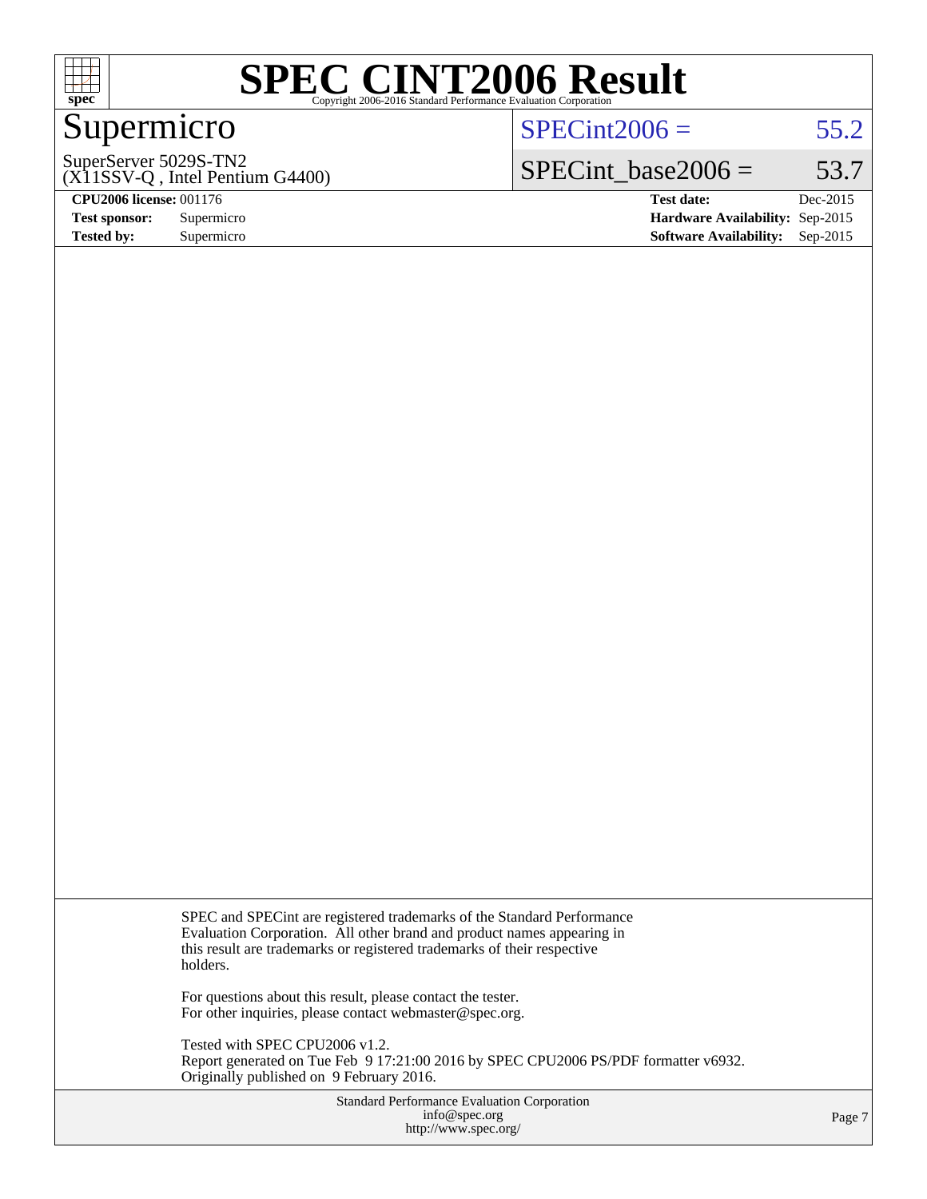SPEC and SPECint are registered trademarks of the Standard Performance Evaluation Corporation. All other brand and product names appearing in this result are trademarks or registered trademarks of their respective holders.

For questions about this result, please contact the tester.
For other inquiries, please contact webmaster@spec.org.

Tested with SPEC CPU2006 v1.2.
Report generated on Tue Feb 9 17:21:00 2016 by SPEC CPU2006 PS/PDF formatter v6932.
Originally published on 9 February 2016.